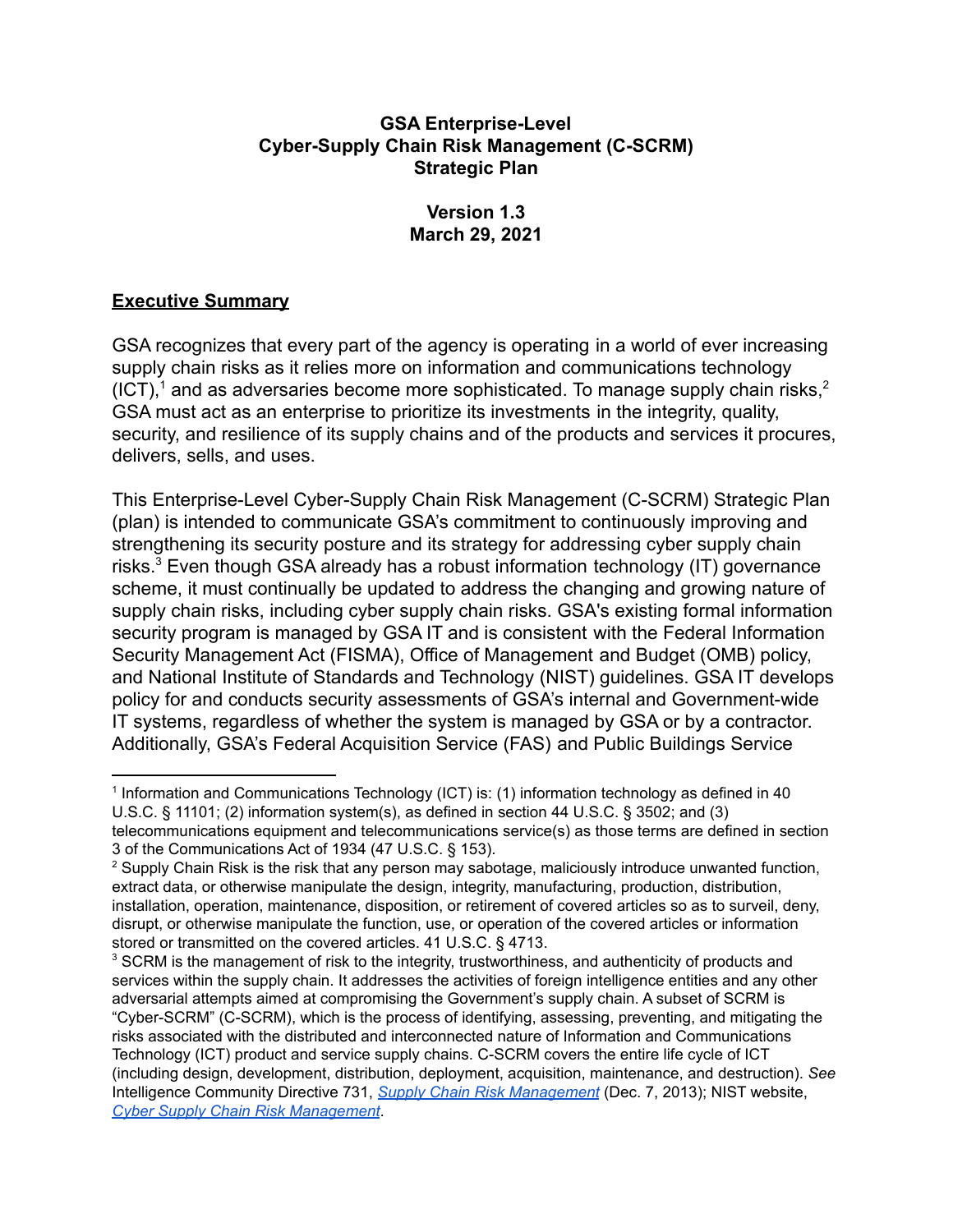# GSA Enterprise-Level Cyber-Supply Chain Risk Management (C-SCRM) Strategic Plan

**Version 1.3**
**March 29, 2021**

## Executive Summary

GSA recognizes that every part of the agency is operating in a world of ever increasing supply chain risks as it relies more on information and communications technology (ICT),[1] and as adversaries become more sophisticated. To manage supply chain risks,[2] GSA must act as an enterprise to prioritize its investments in the integrity, quality, security, and resilience of its supply chains and of the products and services it procures, delivers, sells, and uses.

This Enterprise-Level Cyber-Supply Chain Risk Management (C-SCRM) Strategic Plan (plan) is intended to communicate GSA's commitment to continuously improving and strengthening its security posture and its strategy for addressing cyber supply chain risks.[3] Even though GSA already has a robust information technology (IT) governance scheme, it must continually be updated to address the changing and growing nature of supply chain risks, including cyber supply chain risks. GSA's existing formal information security program is managed by GSA IT and is consistent with the Federal Information Security Management Act (FISMA), Office of Management and Budget (OMB) policy, and National Institute of Standards and Technology (NIST) guidelines. GSA IT develops policy for and conducts security assessments of GSA's internal and Government-wide IT systems, regardless of whether the system is managed by GSA or by a contractor. Additionally, GSA's Federal Acquisition Service (FAS) and Public Buildings Service

---

[1] Information and Communications Technology (ICT) is: (1) information technology as defined in 40 U.S.C. § 11101; (2) information system(s), as defined in section 44 U.S.C. § 3502; and (3) telecommunications equipment and telecommunications service(s) as those terms are defined in section 3 of the Communications Act of 1934 (47 U.S.C. § 153).

[2] Supply Chain Risk is the risk that any person may sabotage, maliciously introduce unwanted function, extract data, or otherwise manipulate the design, integrity, manufacturing, production, distribution, installation, operation, maintenance, disposition, or retirement of covered articles so as to surveil, deny, disrupt, or otherwise manipulate the function, use, or operation of the covered articles or information stored or transmitted on the covered articles. 41 U.S.C. § 4713.

[3] SCRM is the management of risk to the integrity, trustworthiness, and authenticity of products and services within the supply chain. It addresses the activities of foreign intelligence entities and any other adversarial attempts aimed at compromising the Government's supply chain. A subset of SCRM is "Cyber-SCRM" (C-SCRM), which is the process of identifying, assessing, preventing, and mitigating the risks associated with the distributed and interconnected nature of Information and Communications Technology (ICT) product and service supply chains. C-SCRM covers the entire life cycle of ICT (including design, development, distribution, deployment, acquisition, maintenance, and destruction). *See* Intelligence Community Directive 731, *Supply Chain Risk Management* (Dec. 7, 2013); NIST website, *Cyber Supply Chain Risk Management*.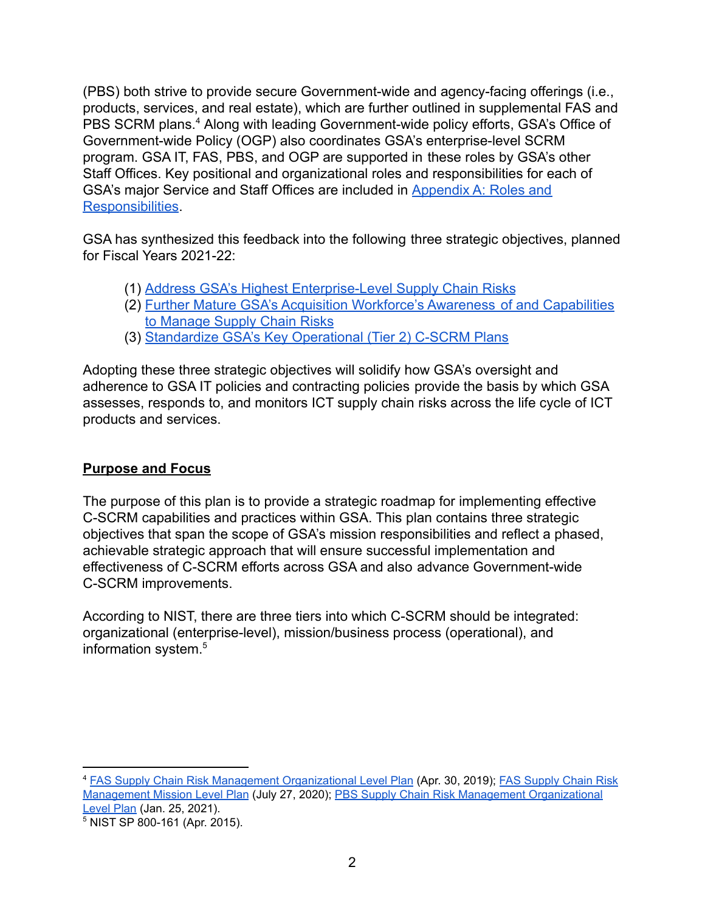(PBS) both strive to provide secure Government-wide and agency-facing offerings (i.e., products, services, and real estate), which are further outlined in supplemental FAS and PBS SCRM plans.[4] Along with leading Government-wide policy efforts, GSA's Office of Government-wide Policy (OGP) also coordinates GSA's enterprise-level SCRM program. GSA IT, FAS, PBS, and OGP are supported in these roles by GSA's other Staff Offices. Key positional and organizational roles and responsibilities for each of GSA's major Service and Staff Offices are included in Appendix A: Roles and Responsibilities.

GSA has synthesized this feedback into the following three strategic objectives, planned for Fiscal Years 2021-22:

(1) Address GSA's Highest Enterprise-Level Supply Chain Risks
(2) Further Mature GSA's Acquisition Workforce's Awareness of and Capabilities to Manage Supply Chain Risks
(3) Standardize GSA's Key Operational (Tier 2) C-SCRM Plans

Adopting these three strategic objectives will solidify how GSA's oversight and adherence to GSA IT policies and contracting policies provide the basis by which GSA assesses, responds to, and monitors ICT supply chain risks across the life cycle of ICT products and services.

## Purpose and Focus

The purpose of this plan is to provide a strategic roadmap for implementing effective C-SCRM capabilities and practices within GSA. This plan contains three strategic objectives that span the scope of GSA's mission responsibilities and reflect a phased, achievable strategic approach that will ensure successful implementation and effectiveness of C-SCRM efforts across GSA and also advance Government-wide C-SCRM improvements.

According to NIST, there are three tiers into which C-SCRM should be integrated: organizational (enterprise-level), mission/business process (operational), and information system.[5]

---

[4] FAS Supply Chain Risk Management Organizational Level Plan (Apr. 30, 2019); FAS Supply Chain Risk Management Mission Level Plan (July 27, 2020); PBS Supply Chain Risk Management Organizational Level Plan (Jan. 25, 2021).

[5] NIST SP 800-161 (Apr. 2015).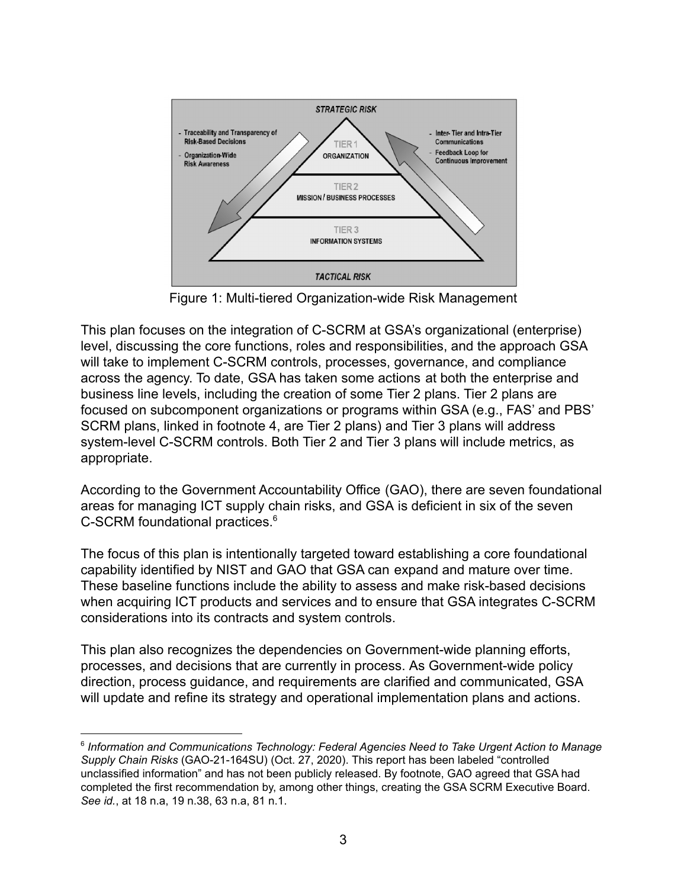STRATEGIC RISK

- Traceability and Transparency of Risk-Based Decisions
- Organization-Wide Risk Awareness

TIER 1
ORGANIZATION

TIER 2
MISSION / BUSINESS PROCESSES

TIER 3
INFORMATION SYSTEMS

- Inter- Tier and Intra-Tier Communications
- Feedback Loop for Continuous Improvement

TACTICAL RISK

Figure 1: Multi-tiered Organization-wide Risk Management

This plan focuses on the integration of C-SCRM at GSA's organizational (enterprise) level, discussing the core functions, roles and responsibilities, and the approach GSA will take to implement C-SCRM controls, processes, governance, and compliance across the agency. To date, GSA has taken some actions at both the enterprise and business line levels, including the creation of some Tier 2 plans. Tier 2 plans are focused on subcomponent organizations or programs within GSA (e.g., FAS' and PBS' SCRM plans, linked in footnote 4, are Tier 2 plans) and Tier 3 plans will address system-level C-SCRM controls. Both Tier 2 and Tier 3 plans will include metrics, as appropriate.

According to the Government Accountability Office (GAO), there are seven foundational areas for managing ICT supply chain risks, and GSA is deficient in six of the seven C-SCRM foundational practices.[6]

The focus of this plan is intentionally targeted toward establishing a core foundational capability identified by NIST and GAO that GSA can expand and mature over time. These baseline functions include the ability to assess and make risk-based decisions when acquiring ICT products and services and to ensure that GSA integrates C-SCRM considerations into its contracts and system controls.

This plan also recognizes the dependencies on Government-wide planning efforts, processes, and decisions that are currently in process. As Government-wide policy direction, process guidance, and requirements are clarified and communicated, GSA will update and refine its strategy and operational implementation plans and actions.

---

[6] *Information and Communications Technology: Federal Agencies Need to Take Urgent Action to Manage Supply Chain Risks* (GAO-21-164SU) (Oct. 27, 2020). This report has been labeled "controlled unclassified information" and has not been publicly released. By footnote, GAO agreed that GSA had completed the first recommendation by, among other things, creating the GSA SCRM Executive Board. *See id.*, at 18 n.a, 19 n.38, 63 n.a, 81 n.1.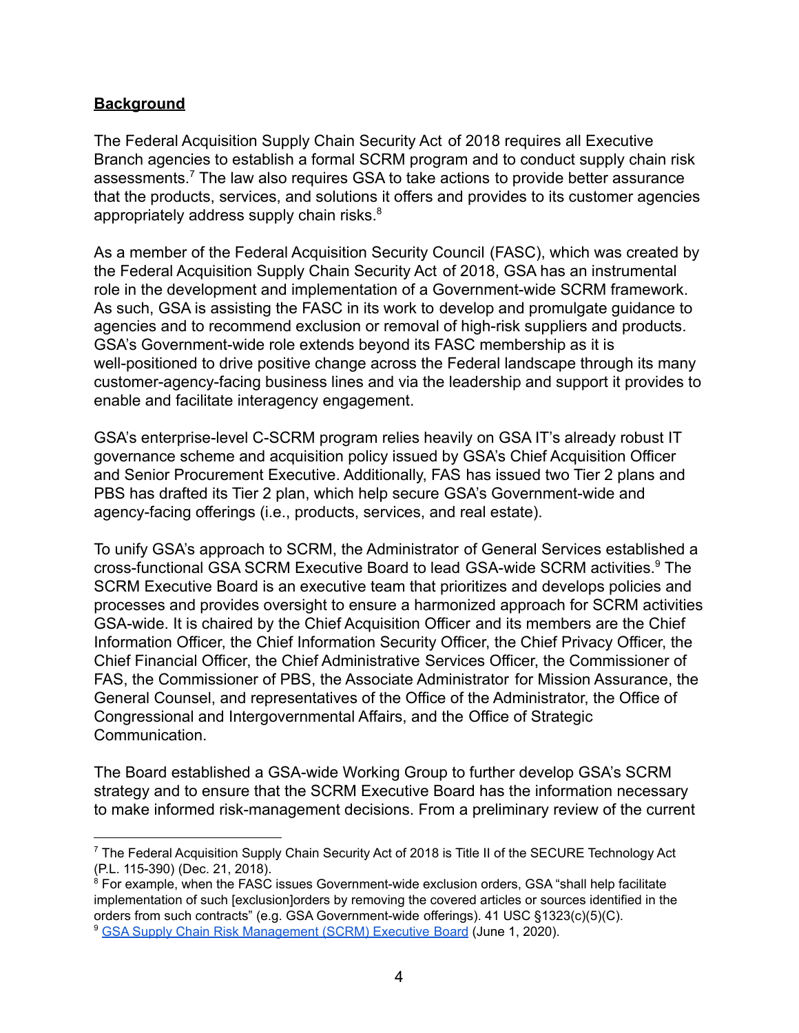## **Background**

The Federal Acquisition Supply Chain Security Act of 2018 requires all Executive Branch agencies to establish a formal SCRM program and to conduct supply chain risk assessments.[7] The law also requires GSA to take actions to provide better assurance that the products, services, and solutions it offers and provides to its customer agencies appropriately address supply chain risks.[8]

As a member of the Federal Acquisition Security Council (FASC), which was created by the Federal Acquisition Supply Chain Security Act of 2018, GSA has an instrumental role in the development and implementation of a Government-wide SCRM framework. As such, GSA is assisting the FASC in its work to develop and promulgate guidance to agencies and to recommend exclusion or removal of high-risk suppliers and products. GSA's Government-wide role extends beyond its FASC membership as it is well-positioned to drive positive change across the Federal landscape through its many customer-agency-facing business lines and via the leadership and support it provides to enable and facilitate interagency engagement.

GSA's enterprise-level C-SCRM program relies heavily on GSA IT's already robust IT governance scheme and acquisition policy issued by GSA's Chief Acquisition Officer and Senior Procurement Executive. Additionally, FAS has issued two Tier 2 plans and PBS has drafted its Tier 2 plan, which help secure GSA's Government-wide and agency-facing offerings (i.e., products, services, and real estate).

To unify GSA's approach to SCRM, the Administrator of General Services established a cross-functional GSA SCRM Executive Board to lead GSA-wide SCRM activities.[9] The SCRM Executive Board is an executive team that prioritizes and develops policies and processes and provides oversight to ensure a harmonized approach for SCRM activities GSA-wide. It is chaired by the Chief Acquisition Officer and its members are the Chief Information Officer, the Chief Information Security Officer, the Chief Privacy Officer, the Chief Financial Officer, the Chief Administrative Services Officer, the Commissioner of FAS, the Commissioner of PBS, the Associate Administrator for Mission Assurance, the General Counsel, and representatives of the Office of the Administrator, the Office of Congressional and Intergovernmental Affairs, and the Office of Strategic Communication.

The Board established a GSA-wide Working Group to further develop GSA's SCRM strategy and to ensure that the SCRM Executive Board has the information necessary to make informed risk-management decisions. From a preliminary review of the current

---

[7] The Federal Acquisition Supply Chain Security Act of 2018 is Title II of the SECURE Technology Act (P.L. 115-390) (Dec. 21, 2018).

[8] For example, when the FASC issues Government-wide exclusion orders, GSA "shall help facilitate implementation of such [exclusion]orders by removing the covered articles or sources identified in the orders from such contracts" (e.g. GSA Government-wide offerings). 41 USC §1323(c)(5)(C).

[9] GSA Supply Chain Risk Management (SCRM) Executive Board (June 1, 2020).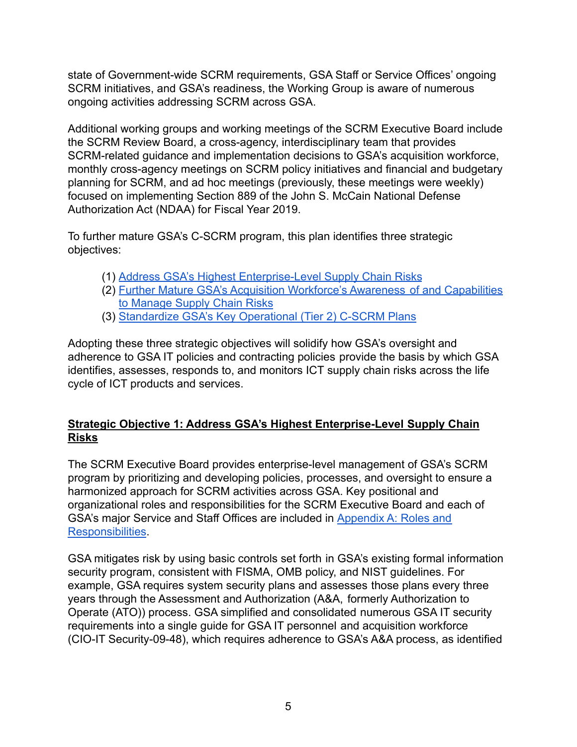state of Government-wide SCRM requirements, GSA Staff or Service Offices' ongoing SCRM initiatives, and GSA's readiness, the Working Group is aware of numerous ongoing activities addressing SCRM across GSA.

Additional working groups and working meetings of the SCRM Executive Board include the SCRM Review Board, a cross-agency, interdisciplinary team that provides SCRM-related guidance and implementation decisions to GSA's acquisition workforce, monthly cross-agency meetings on SCRM policy initiatives and financial and budgetary planning for SCRM, and ad hoc meetings (previously, these meetings were weekly) focused on implementing Section 889 of the John S. McCain National Defense Authorization Act (NDAA) for Fiscal Year 2019.

To further mature GSA's C-SCRM program, this plan identifies three strategic objectives:

(1) Address GSA's Highest Enterprise-Level Supply Chain Risks
(2) Further Mature GSA's Acquisition Workforce's Awareness of and Capabilities to Manage Supply Chain Risks
(3) Standardize GSA's Key Operational (Tier 2) C-SCRM Plans

Adopting these three strategic objectives will solidify how GSA's oversight and adherence to GSA IT policies and contracting policies provide the basis by which GSA identifies, assesses, responds to, and monitors ICT supply chain risks across the life cycle of ICT products and services.

## Strategic Objective 1: Address GSA's Highest Enterprise-Level Supply Chain Risks

The SCRM Executive Board provides enterprise-level management of GSA's SCRM program by prioritizing and developing policies, processes, and oversight to ensure a harmonized approach for SCRM activities across GSA. Key positional and organizational roles and responsibilities for the SCRM Executive Board and each of GSA's major Service and Staff Offices are included in Appendix A: Roles and Responsibilities.

GSA mitigates risk by using basic controls set forth in GSA's existing formal information security program, consistent with FISMA, OMB policy, and NIST guidelines. For example, GSA requires system security plans and assesses those plans every three years through the Assessment and Authorization (A&A, formerly Authorization to Operate (ATO)) process. GSA simplified and consolidated numerous GSA IT security requirements into a single guide for GSA IT personnel and acquisition workforce (CIO-IT Security-09-48), which requires adherence to GSA's A&A process, as identified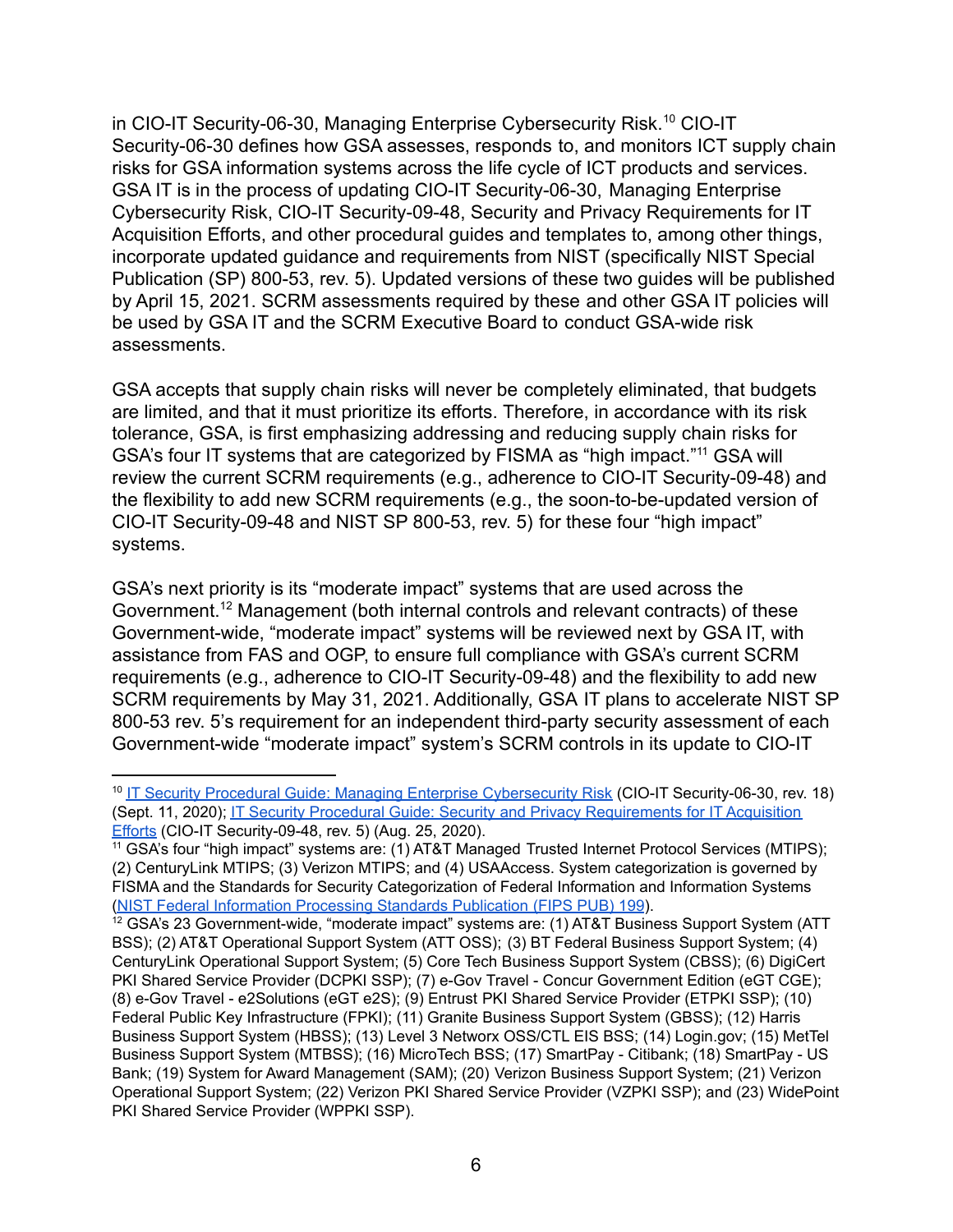in CIO-IT Security-06-30, Managing Enterprise Cybersecurity Risk.[10] CIO-IT Security-06-30 defines how GSA assesses, responds to, and monitors ICT supply chain risks for GSA information systems across the life cycle of ICT products and services. GSA IT is in the process of updating CIO-IT Security-06-30, Managing Enterprise Cybersecurity Risk, CIO-IT Security-09-48, Security and Privacy Requirements for IT Acquisition Efforts, and other procedural guides and templates to, among other things, incorporate updated guidance and requirements from NIST (specifically NIST Special Publication (SP) 800-53, rev. 5). Updated versions of these two guides will be published by April 15, 2021. SCRM assessments required by these and other GSA IT policies will be used by GSA IT and the SCRM Executive Board to conduct GSA-wide risk assessments.

GSA accepts that supply chain risks will never be completely eliminated, that budgets are limited, and that it must prioritize its efforts. Therefore, in accordance with its risk tolerance, GSA, is first emphasizing addressing and reducing supply chain risks for GSA's four IT systems that are categorized by FISMA as "high impact."[11] GSA will review the current SCRM requirements (e.g., adherence to CIO-IT Security-09-48) and the flexibility to add new SCRM requirements (e.g., the soon-to-be-updated version of CIO-IT Security-09-48 and NIST SP 800-53, rev. 5) for these four "high impact" systems.

GSA's next priority is its "moderate impact" systems that are used across the Government.[12] Management (both internal controls and relevant contracts) of these Government-wide, "moderate impact" systems will be reviewed next by GSA IT, with assistance from FAS and OGP, to ensure full compliance with GSA's current SCRM requirements (e.g., adherence to CIO-IT Security-09-48) and the flexibility to add new SCRM requirements by May 31, 2021. Additionally, GSA IT plans to accelerate NIST SP 800-53 rev. 5's requirement for an independent third-party security assessment of each Government-wide "moderate impact" system's SCRM controls in its update to CIO-IT

---

[10] IT Security Procedural Guide: Managing Enterprise Cybersecurity Risk (CIO-IT Security-06-30, rev. 18) (Sept. 11, 2020); IT Security Procedural Guide: Security and Privacy Requirements for IT Acquisition Efforts (CIO-IT Security-09-48, rev. 5) (Aug. 25, 2020).

[11] GSA's four "high impact" systems are: (1) AT&T Managed Trusted Internet Protocol Services (MTIPS); (2) CenturyLink MTIPS; (3) Verizon MTIPS; and (4) USAAccess. System categorization is governed by FISMA and the Standards for Security Categorization of Federal Information and Information Systems (NIST Federal Information Processing Standards Publication (FIPS PUB) 199).

[12] GSA's 23 Government-wide, "moderate impact" systems are: (1) AT&T Business Support System (ATT BSS); (2) AT&T Operational Support System (ATT OSS); (3) BT Federal Business Support System; (4) CenturyLink Operational Support System; (5) Core Tech Business Support System (CBSS); (6) DigiCert PKI Shared Service Provider (DCPKI SSP); (7) e-Gov Travel - Concur Government Edition (eGT CGE); (8) e-Gov Travel - e2Solutions (eGT e2S); (9) Entrust PKI Shared Service Provider (ETPKI SSP); (10) Federal Public Key Infrastructure (FPKI); (11) Granite Business Support System (GBSS); (12) Harris Business Support System (HBSS); (13) Level 3 Networx OSS/CTL EIS BSS; (14) Login.gov; (15) MetTel Business Support System (MTBSS); (16) MicroTech BSS; (17) SmartPay - Citibank; (18) SmartPay - US Bank; (19) System for Award Management (SAM); (20) Verizon Business Support System; (21) Verizon Operational Support System; (22) Verizon PKI Shared Service Provider (VZPKI SSP); and (23) WidePoint PKI Shared Service Provider (WPPKI SSP).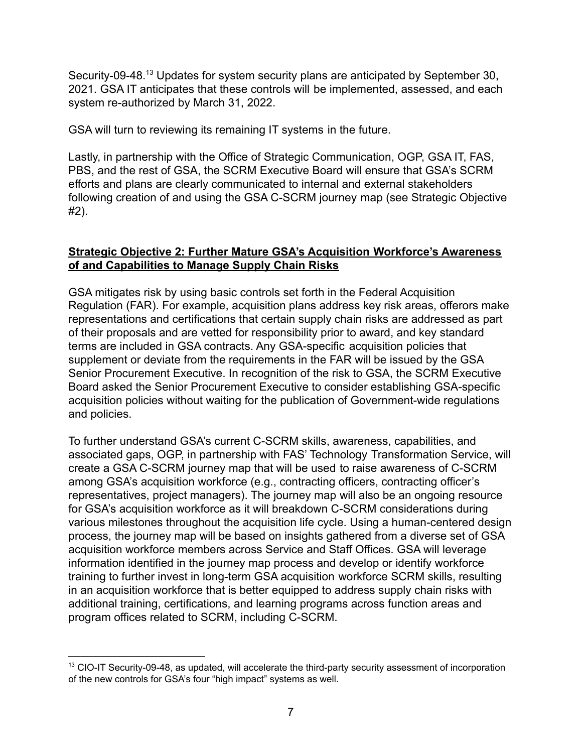Security-09-48.[13] Updates for system security plans are anticipated by September 30, 2021. GSA IT anticipates that these controls will be implemented, assessed, and each system re-authorized by March 31, 2022.

GSA will turn to reviewing its remaining IT systems in the future.

Lastly, in partnership with the Office of Strategic Communication, OGP, GSA IT, FAS, PBS, and the rest of GSA, the SCRM Executive Board will ensure that GSA's SCRM efforts and plans are clearly communicated to internal and external stakeholders following creation of and using the GSA C-SCRM journey map (see Strategic Objective #2).

**Strategic Objective 2: Further Mature GSA's Acquisition Workforce's Awareness of and Capabilities to Manage Supply Chain Risks**

GSA mitigates risk by using basic controls set forth in the Federal Acquisition Regulation (FAR). For example, acquisition plans address key risk areas, offerors make representations and certifications that certain supply chain risks are addressed as part of their proposals and are vetted for responsibility prior to award, and key standard terms are included in GSA contracts. Any GSA-specific acquisition policies that supplement or deviate from the requirements in the FAR will be issued by the GSA Senior Procurement Executive. In recognition of the risk to GSA, the SCRM Executive Board asked the Senior Procurement Executive to consider establishing GSA-specific acquisition policies without waiting for the publication of Government-wide regulations and policies.

To further understand GSA's current C-SCRM skills, awareness, capabilities, and associated gaps, OGP, in partnership with FAS' Technology Transformation Service, will create a GSA C-SCRM journey map that will be used to raise awareness of C-SCRM among GSA's acquisition workforce (e.g., contracting officers, contracting officer's representatives, project managers). The journey map will also be an ongoing resource for GSA's acquisition workforce as it will breakdown C-SCRM considerations during various milestones throughout the acquisition life cycle. Using a human-centered design process, the journey map will be based on insights gathered from a diverse set of GSA acquisition workforce members across Service and Staff Offices. GSA will leverage information identified in the journey map process and develop or identify workforce training to further invest in long-term GSA acquisition workforce SCRM skills, resulting in an acquisition workforce that is better equipped to address supply chain risks with additional training, certifications, and learning programs across function areas and program offices related to SCRM, including C-SCRM.

---

[13] CIO-IT Security-09-48, as updated, will accelerate the third-party security assessment of incorporation of the new controls for GSA's four "high impact" systems as well.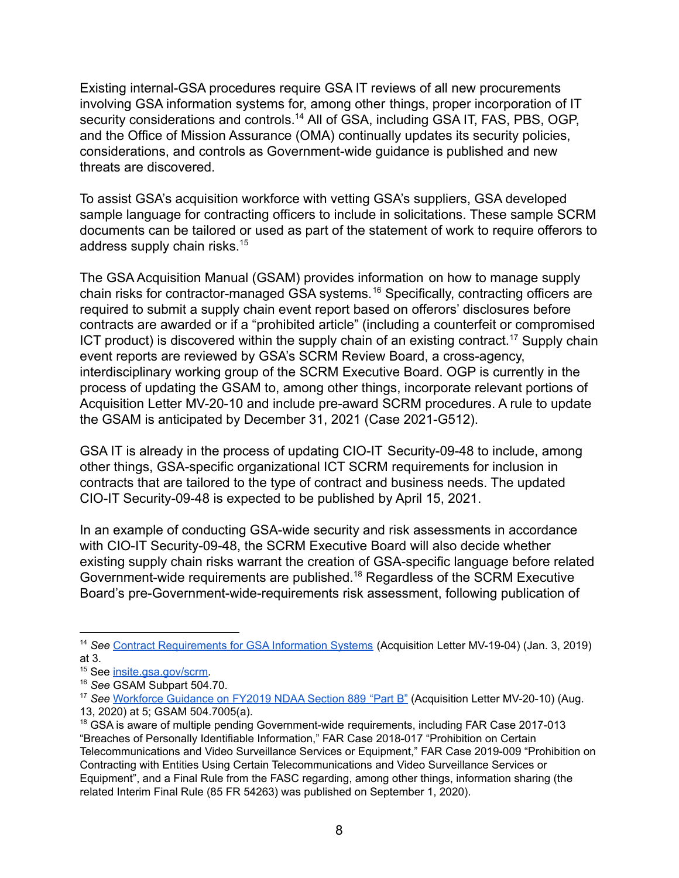Existing internal-GSA procedures require GSA IT reviews of all new procurements involving GSA information systems for, among other things, proper incorporation of IT security considerations and controls.[14] All of GSA, including GSA IT, FAS, PBS, OGP, and the Office of Mission Assurance (OMA) continually updates its security policies, considerations, and controls as Government-wide guidance is published and new threats are discovered.

To assist GSA's acquisition workforce with vetting GSA's suppliers, GSA developed sample language for contracting officers to include in solicitations. These sample SCRM documents can be tailored or used as part of the statement of work to require offerors to address supply chain risks.[15]

The GSA Acquisition Manual (GSAM) provides information on how to manage supply chain risks for contractor-managed GSA systems.[16] Specifically, contracting officers are required to submit a supply chain event report based on offerors' disclosures before contracts are awarded or if a "prohibited article" (including a counterfeit or compromised ICT product) is discovered within the supply chain of an existing contract.[17] Supply chain event reports are reviewed by GSA's SCRM Review Board, a cross-agency, interdisciplinary working group of the SCRM Executive Board. OGP is currently in the process of updating the GSAM to, among other things, incorporate relevant portions of Acquisition Letter MV-20-10 and include pre-award SCRM procedures. A rule to update the GSAM is anticipated by December 31, 2021 (Case 2021-G512).

GSA IT is already in the process of updating CIO-IT Security-09-48 to include, among other things, GSA-specific organizational ICT SCRM requirements for inclusion in contracts that are tailored to the type of contract and business needs. The updated CIO-IT Security-09-48 is expected to be published by April 15, 2021.

In an example of conducting GSA-wide security and risk assessments in accordance with CIO-IT Security-09-48, the SCRM Executive Board will also decide whether existing supply chain risks warrant the creation of GSA-specific language before related Government-wide requirements are published.[18] Regardless of the SCRM Executive Board's pre-Government-wide-requirements risk assessment, following publication of

---

[14] *See* [Contract Requirements for GSA Information Systems]() (Acquisition Letter MV-19-04) (Jan. 3, 2019) at 3.

[15] See [insite.gsa.gov/scrm]().

[16] *See* GSAM Subpart 504.70.

[17] *See* [Workforce Guidance on FY2019 NDAA Section 889 "Part B"]() (Acquisition Letter MV-20-10) (Aug. 13, 2020) at 5; GSAM 504.7005(a).

[18] GSA is aware of multiple pending Government-wide requirements, including FAR Case 2017-013 "Breaches of Personally Identifiable Information," FAR Case 2018-017 "Prohibition on Certain Telecommunications and Video Surveillance Services or Equipment," FAR Case 2019-009 "Prohibition on Contracting with Entities Using Certain Telecommunications and Video Surveillance Services or Equipment", and a Final Rule from the FASC regarding, among other things, information sharing (the related Interim Final Rule (85 FR 54263) was published on September 1, 2020).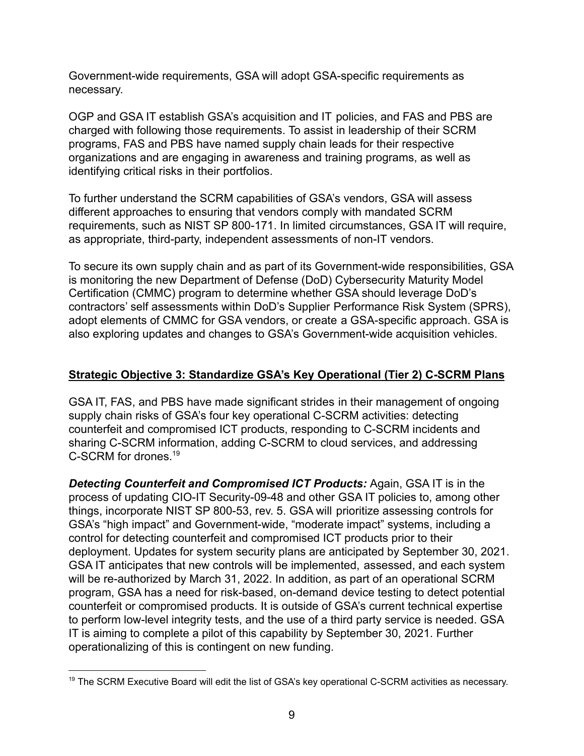Government-wide requirements, GSA will adopt GSA-specific requirements as necessary.

OGP and GSA IT establish GSA's acquisition and IT policies, and FAS and PBS are charged with following those requirements. To assist in leadership of their SCRM programs, FAS and PBS have named supply chain leads for their respective organizations and are engaging in awareness and training programs, as well as identifying critical risks in their portfolios.

To further understand the SCRM capabilities of GSA's vendors, GSA will assess different approaches to ensuring that vendors comply with mandated SCRM requirements, such as NIST SP 800-171. In limited circumstances, GSA IT will require, as appropriate, third-party, independent assessments of non-IT vendors.

To secure its own supply chain and as part of its Government-wide responsibilities, GSA is monitoring the new Department of Defense (DoD) Cybersecurity Maturity Model Certification (CMMC) program to determine whether GSA should leverage DoD's contractors' self assessments within DoD's Supplier Performance Risk System (SPRS), adopt elements of CMMC for GSA vendors, or create a GSA-specific approach. GSA is also exploring updates and changes to GSA's Government-wide acquisition vehicles.

## Strategic Objective 3: Standardize GSA's Key Operational (Tier 2) C-SCRM Plans

GSA IT, FAS, and PBS have made significant strides in their management of ongoing supply chain risks of GSA's four key operational C-SCRM activities: detecting counterfeit and compromised ICT products, responding to C-SCRM incidents and sharing C-SCRM information, adding C-SCRM to cloud services, and addressing C-SCRM for drones.[19]

***Detecting Counterfeit and Compromised ICT Products:*** Again, GSA IT is in the process of updating CIO-IT Security-09-48 and other GSA IT policies to, among other things, incorporate NIST SP 800-53, rev. 5. GSA will prioritize assessing controls for GSA's "high impact" and Government-wide, "moderate impact" systems, including a control for detecting counterfeit and compromised ICT products prior to their deployment. Updates for system security plans are anticipated by September 30, 2021. GSA IT anticipates that new controls will be implemented, assessed, and each system will be re-authorized by March 31, 2022. In addition, as part of an operational SCRM program, GSA has a need for risk-based, on-demand device testing to detect potential counterfeit or compromised products. It is outside of GSA's current technical expertise to perform low-level integrity tests, and the use of a third party service is needed. GSA IT is aiming to complete a pilot of this capability by September 30, 2021. Further operationalizing of this is contingent on new funding.

[19] The SCRM Executive Board will edit the list of GSA's key operational C-SCRM activities as necessary.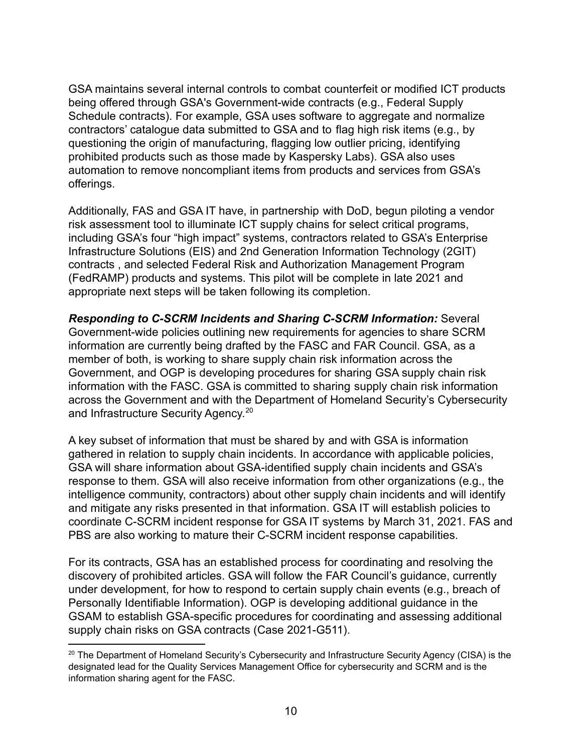GSA maintains several internal controls to combat counterfeit or modified ICT products being offered through GSA's Government-wide contracts (e.g., Federal Supply Schedule contracts). For example, GSA uses software to aggregate and normalize contractors' catalogue data submitted to GSA and to flag high risk items (e.g., by questioning the origin of manufacturing, flagging low outlier pricing, identifying prohibited products such as those made by Kaspersky Labs). GSA also uses automation to remove noncompliant items from products and services from GSA's offerings.

Additionally, FAS and GSA IT have, in partnership with DoD, begun piloting a vendor risk assessment tool to illuminate ICT supply chains for select critical programs, including GSA's four "high impact" systems, contractors related to GSA's Enterprise Infrastructure Solutions (EIS) and 2nd Generation Information Technology (2GIT) contracts , and selected Federal Risk and Authorization Management Program (FedRAMP) products and systems. This pilot will be complete in late 2021 and appropriate next steps will be taken following its completion.

***Responding to C-SCRM Incidents and Sharing C-SCRM Information:*** Several Government-wide policies outlining new requirements for agencies to share SCRM information are currently being drafted by the FASC and FAR Council. GSA, as a member of both, is working to share supply chain risk information across the Government, and OGP is developing procedures for sharing GSA supply chain risk information with the FASC. GSA is committed to sharing supply chain risk information across the Government and with the Department of Homeland Security's Cybersecurity and Infrastructure Security Agency.[20]

A key subset of information that must be shared by and with GSA is information gathered in relation to supply chain incidents. In accordance with applicable policies, GSA will share information about GSA-identified supply chain incidents and GSA's response to them. GSA will also receive information from other organizations (e.g., the intelligence community, contractors) about other supply chain incidents and will identify and mitigate any risks presented in that information. GSA IT will establish policies to coordinate C-SCRM incident response for GSA IT systems by March 31, 2021. FAS and PBS are also working to mature their C-SCRM incident response capabilities.

For its contracts, GSA has an established process for coordinating and resolving the discovery of prohibited articles. GSA will follow the FAR Council's guidance, currently under development, for how to respond to certain supply chain events (e.g., breach of Personally Identifiable Information). OGP is developing additional guidance in the GSAM to establish GSA-specific procedures for coordinating and assessing additional supply chain risks on GSA contracts (Case 2021-G511).

---

[20] The Department of Homeland Security's Cybersecurity and Infrastructure Security Agency (CISA) is the designated lead for the Quality Services Management Office for cybersecurity and SCRM and is the information sharing agent for the FASC.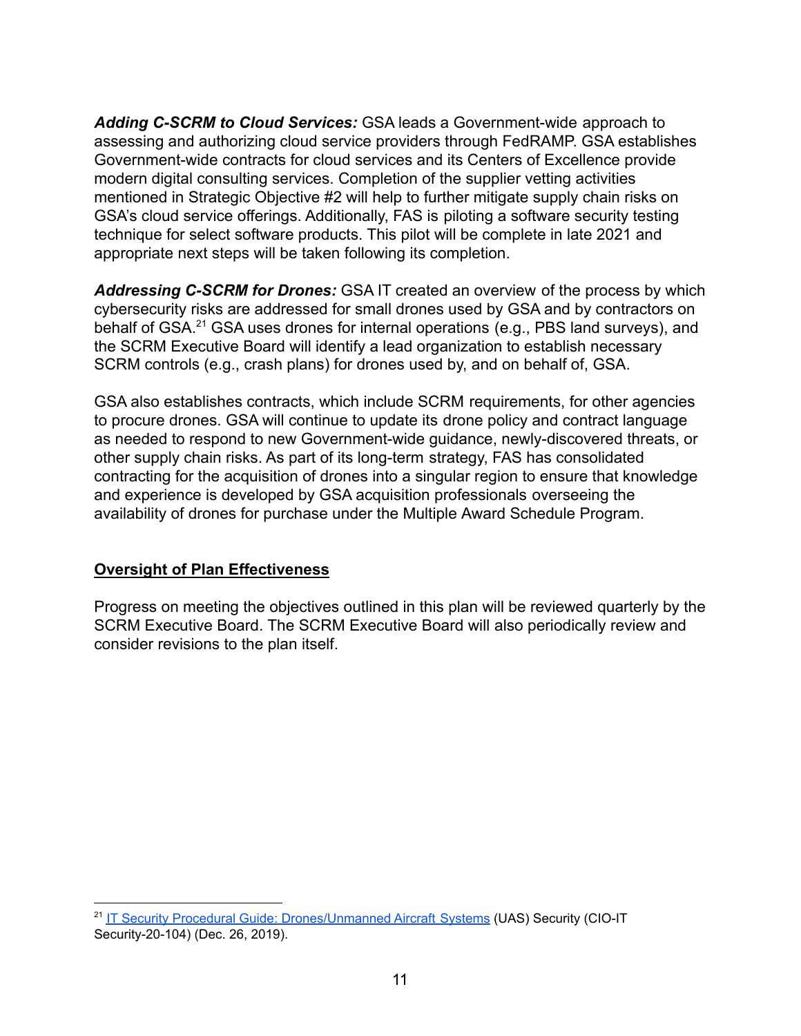***Adding C-SCRM to Cloud Services:*** GSA leads a Government-wide approach to assessing and authorizing cloud service providers through FedRAMP. GSA establishes Government-wide contracts for cloud services and its Centers of Excellence provide modern digital consulting services. Completion of the supplier vetting activities mentioned in Strategic Objective #2 will help to further mitigate supply chain risks on GSA's cloud service offerings. Additionally, FAS is piloting a software security testing technique for select software products. This pilot will be complete in late 2021 and appropriate next steps will be taken following its completion.

***Addressing C-SCRM for Drones:*** GSA IT created an overview of the process by which cybersecurity risks are addressed for small drones used by GSA and by contractors on behalf of GSA.[21] GSA uses drones for internal operations (e.g., PBS land surveys), and the SCRM Executive Board will identify a lead organization to establish necessary SCRM controls (e.g., crash plans) for drones used by, and on behalf of, GSA.

GSA also establishes contracts, which include SCRM requirements, for other agencies to procure drones. GSA will continue to update its drone policy and contract language as needed to respond to new Government-wide guidance, newly-discovered threats, or other supply chain risks. As part of its long-term strategy, FAS has consolidated contracting for the acquisition of drones into a singular region to ensure that knowledge and experience is developed by GSA acquisition professionals overseeing the availability of drones for purchase under the Multiple Award Schedule Program.

## Oversight of Plan Effectiveness

Progress on meeting the objectives outlined in this plan will be reviewed quarterly by the SCRM Executive Board. The SCRM Executive Board will also periodically review and consider revisions to the plan itself.

[21] IT Security Procedural Guide: Drones/Unmanned Aircraft Systems (UAS) Security (CIO-IT Security-20-104) (Dec. 26, 2019).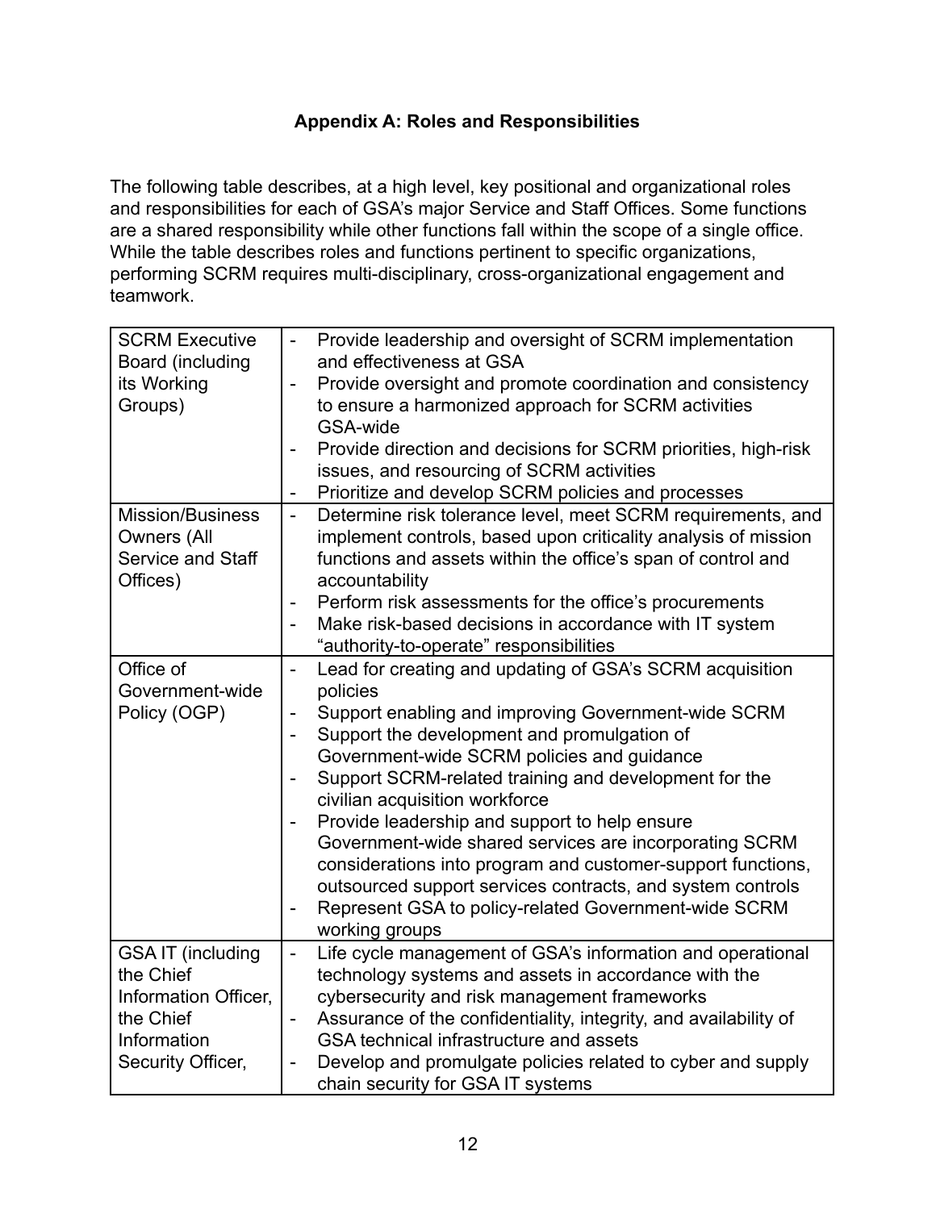## Appendix A: Roles and Responsibilities

The following table describes, at a high level, key positional and organizational roles and responsibilities for each of GSA's major Service and Staff Offices. Some functions are a shared responsibility while other functions fall within the scope of a single office. While the table describes roles and functions pertinent to specific organizations, performing SCRM requires multi-disciplinary, cross-organizational engagement and teamwork.

| Role | Responsibilities |
|---|---|
| SCRM Executive Board (including its Working Groups) | - Provide leadership and oversight of SCRM implementation and effectiveness at GSA<br>- Provide oversight and promote coordination and consistency to ensure a harmonized approach for SCRM activities GSA-wide<br>- Provide direction and decisions for SCRM priorities, high-risk issues, and resourcing of SCRM activities<br>- Prioritize and develop SCRM policies and processes |
| Mission/Business Owners (All Service and Staff Offices) | - Determine risk tolerance level, meet SCRM requirements, and implement controls, based upon criticality analysis of mission functions and assets within the office's span of control and accountability<br>- Perform risk assessments for the office's procurements<br>- Make risk-based decisions in accordance with IT system "authority-to-operate" responsibilities |
| Office of Government-wide Policy (OGP) | - Lead for creating and updating of GSA's SCRM acquisition policies<br>- Support enabling and improving Government-wide SCRM<br>- Support the development and promulgation of Government-wide SCRM policies and guidance<br>- Support SCRM-related training and development for the civilian acquisition workforce<br>- Provide leadership and support to help ensure Government-wide shared services are incorporating SCRM considerations into program and customer-support functions, outsourced support services contracts, and system controls<br>- Represent GSA to policy-related Government-wide SCRM working groups |
| GSA IT (including the Chief Information Officer, the Chief Information Security Officer, | - Life cycle management of GSA's information and operational technology systems and assets in accordance with the cybersecurity and risk management frameworks<br>- Assurance of the confidentiality, integrity, and availability of GSA technical infrastructure and assets<br>- Develop and promulgate policies related to cyber and supply chain security for GSA IT systems |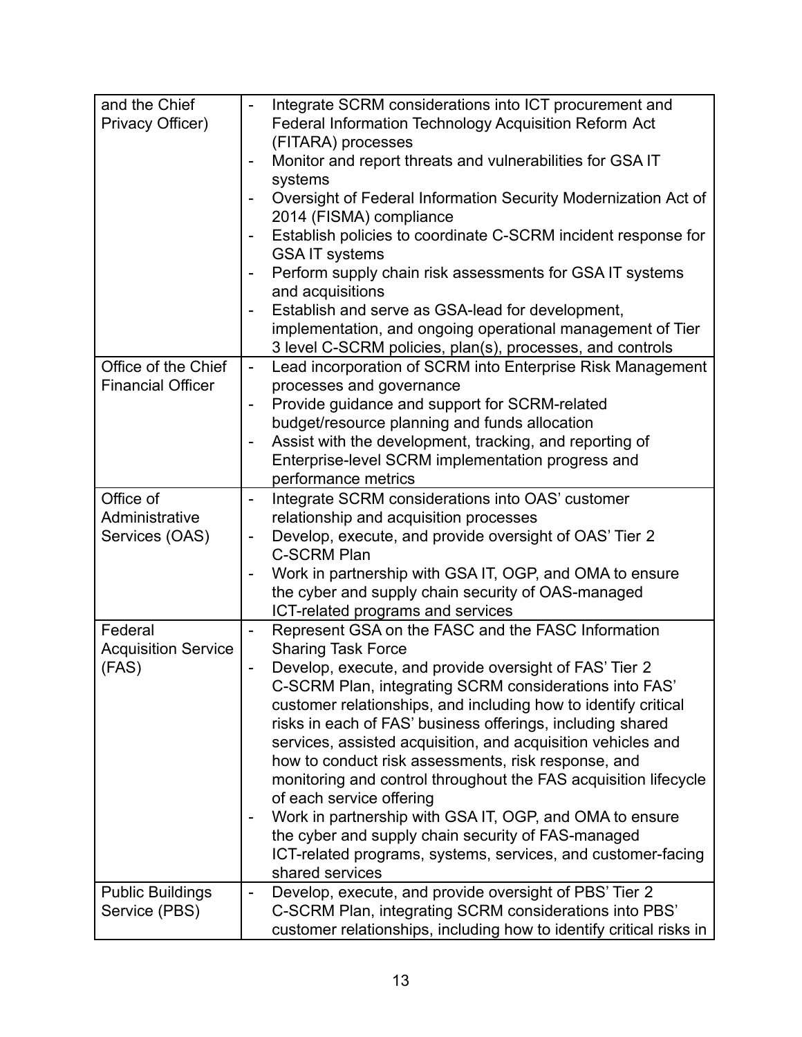| | |
|---|---|
| and the Chief Privacy Officer) | - Integrate SCRM considerations into ICT procurement and Federal Information Technology Acquisition Reform Act (FITARA) processes<br>- Monitor and report threats and vulnerabilities for GSA IT systems<br>- Oversight of Federal Information Security Modernization Act of 2014 (FISMA) compliance<br>- Establish policies to coordinate C-SCRM incident response for GSA IT systems<br>- Perform supply chain risk assessments for GSA IT systems and acquisitions<br>- Establish and serve as GSA-lead for development, implementation, and ongoing operational management of Tier 3 level C-SCRM policies, plan(s), processes, and controls |
| Office of the Chief Financial Officer | - Lead incorporation of SCRM into Enterprise Risk Management processes and governance<br>- Provide guidance and support for SCRM-related budget/resource planning and funds allocation<br>- Assist with the development, tracking, and reporting of Enterprise-level SCRM implementation progress and performance metrics |
| Office of Administrative Services (OAS) | - Integrate SCRM considerations into OAS' customer relationship and acquisition processes<br>- Develop, execute, and provide oversight of OAS' Tier 2 C-SCRM Plan<br>- Work in partnership with GSA IT, OGP, and OMA to ensure the cyber and supply chain security of OAS-managed ICT-related programs and services |
| Federal Acquisition Service (FAS) | - Represent GSA on the FASC and the FASC Information Sharing Task Force<br>- Develop, execute, and provide oversight of FAS' Tier 2 C-SCRM Plan, integrating SCRM considerations into FAS' customer relationships, and including how to identify critical risks in each of FAS' business offerings, including shared services, assisted acquisition, and acquisition vehicles and how to conduct risk assessments, risk response, and monitoring and control throughout the FAS acquisition lifecycle of each service offering<br>- Work in partnership with GSA IT, OGP, and OMA to ensure the cyber and supply chain security of FAS-managed ICT-related programs, systems, services, and customer-facing shared services |
| Public Buildings Service (PBS) | - Develop, execute, and provide oversight of PBS' Tier 2 C-SCRM Plan, integrating SCRM considerations into PBS' customer relationships, including how to identify critical risks in |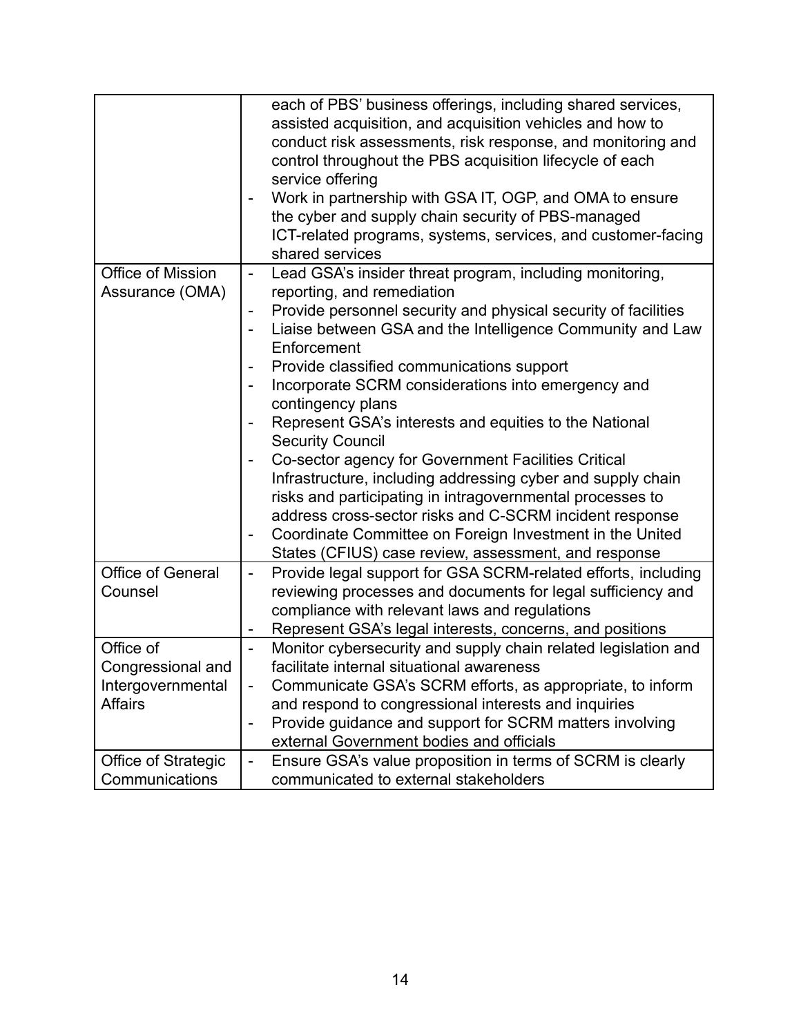| | |
|---|---|
| | each of PBS' business offerings, including shared services, assisted acquisition, and acquisition vehicles and how to conduct risk assessments, risk response, and monitoring and control throughout the PBS acquisition lifecycle of each service offering<br>- Work in partnership with GSA IT, OGP, and OMA to ensure the cyber and supply chain security of PBS-managed ICT-related programs, systems, services, and customer-facing shared services |
| Office of Mission Assurance (OMA) | - Lead GSA's insider threat program, including monitoring, reporting, and remediation<br>- Provide personnel security and physical security of facilities<br>- Liaise between GSA and the Intelligence Community and Law Enforcement<br>- Provide classified communications support<br>- Incorporate SCRM considerations into emergency and contingency plans<br>- Represent GSA's interests and equities to the National Security Council<br>- Co-sector agency for Government Facilities Critical Infrastructure, including addressing cyber and supply chain risks and participating in intragovernmental processes to address cross-sector risks and C-SCRM incident response<br>- Coordinate Committee on Foreign Investment in the United States (CFIUS) case review, assessment, and response |
| Office of General Counsel | - Provide legal support for GSA SCRM-related efforts, including reviewing processes and documents for legal sufficiency and compliance with relevant laws and regulations<br>- Represent GSA's legal interests, concerns, and positions |
| Office of Congressional and Intergovernmental Affairs | - Monitor cybersecurity and supply chain related legislation and facilitate internal situational awareness<br>- Communicate GSA's SCRM efforts, as appropriate, to inform and respond to congressional interests and inquiries<br>- Provide guidance and support for SCRM matters involving external Government bodies and officials |
| Office of Strategic Communications | - Ensure GSA's value proposition in terms of SCRM is clearly communicated to external stakeholders |